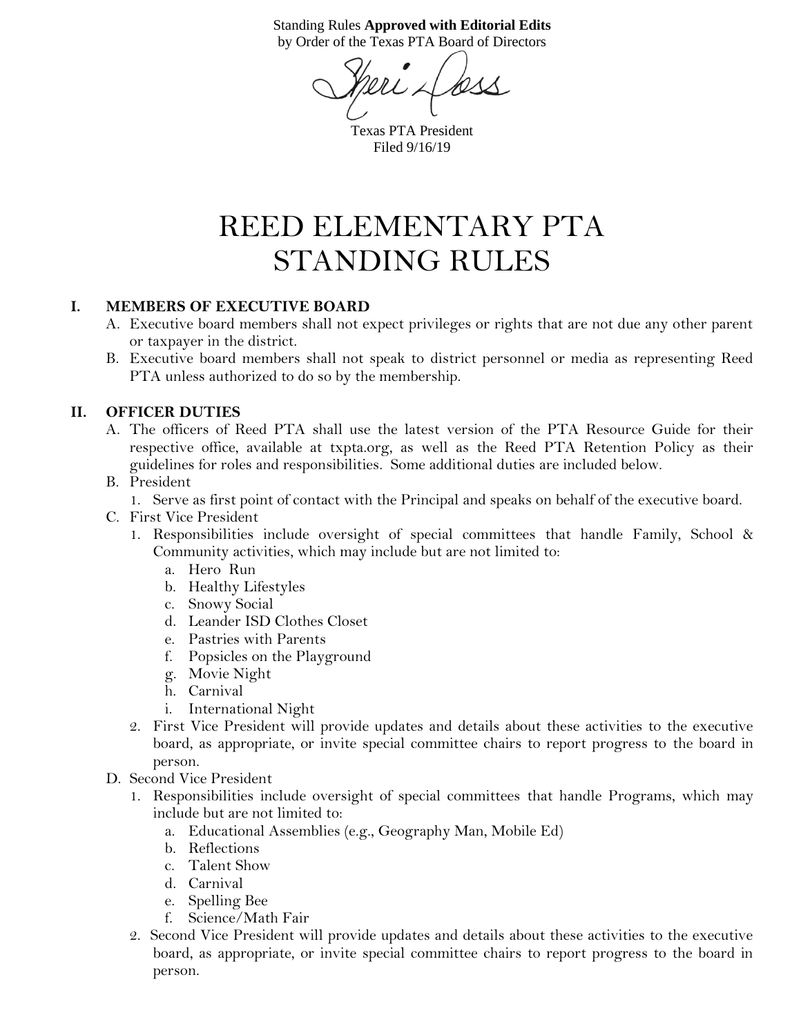Standing Rules **Approved with Editorial Edits**
by Order of the Texas PTA Board of Directors

Sheri Doss

Texas PTA President
Filed 9/16/19

# REED ELEMENTARY PTA STANDING RULES

## I. MEMBERS OF EXECUTIVE BOARD

A. Executive board members shall not expect privileges or rights that are not due any other parent or taxpayer in the district.

B. Executive board members shall not speak to district personnel or media as representing Reed PTA unless authorized to do so by the membership.

## II. OFFICER DUTIES

A. The officers of Reed PTA shall use the latest version of the PTA Resource Guide for their respective office, available at txpta.org, as well as the Reed PTA Retention Policy as their guidelines for roles and responsibilities. Some additional duties are included below.

B. President

1. Serve as first point of contact with the Principal and speaks on behalf of the executive board.

C. First Vice President

1. Responsibilities include oversight of special committees that handle Family, School & Community activities, which may include but are not limited to:
   a. Hero Run
   b. Healthy Lifestyles
   c. Snowy Social
   d. Leander ISD Clothes Closet
   e. Pastries with Parents
   f. Popsicles on the Playground
   g. Movie Night
   h. Carnival
   i. International Night
2. First Vice President will provide updates and details about these activities to the executive board, as appropriate, or invite special committee chairs to report progress to the board in person.

D. Second Vice President

1. Responsibilities include oversight of special committees that handle Programs, which may include but are not limited to:
   a. Educational Assemblies (e.g., Geography Man, Mobile Ed)
   b. Reflections
   c. Talent Show
   d. Carnival
   e. Spelling Bee
   f. Science/Math Fair
2. Second Vice President will provide updates and details about these activities to the executive board, as appropriate, or invite special committee chairs to report progress to the board in person.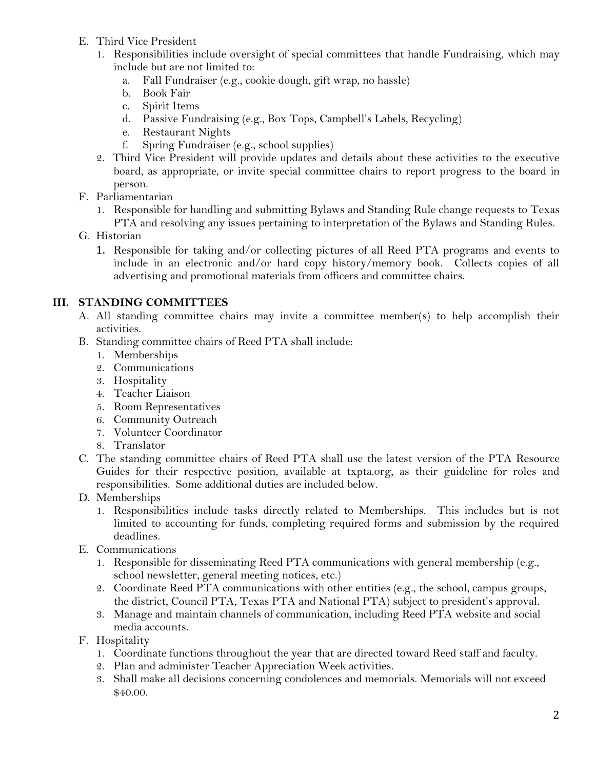E. Third Vice President
   1. Responsibilities include oversight of special committees that handle Fundraising, which may include but are not limited to:
      a. Fall Fundraiser (e.g., cookie dough, gift wrap, no hassle)
      b. Book Fair
      c. Spirit Items
      d. Passive Fundraising (e.g., Box Tops, Campbell's Labels, Recycling)
      e. Restaurant Nights
      f. Spring Fundraiser (e.g., school supplies)
   2. Third Vice President will provide updates and details about these activities to the executive board, as appropriate, or invite special committee chairs to report progress to the board in person.

F. Parliamentarian
   1. Responsible for handling and submitting Bylaws and Standing Rule change requests to Texas PTA and resolving any issues pertaining to interpretation of the Bylaws and Standing Rules.

G. Historian
   1. Responsible for taking and/or collecting pictures of all Reed PTA programs and events to include in an electronic and/or hard copy history/memory book. Collects copies of all advertising and promotional materials from officers and committee chairs.

## III. STANDING COMMITTEES

A. All standing committee chairs may invite a committee member(s) to help accomplish their activities.

B. Standing committee chairs of Reed PTA shall include:
   1. Memberships
   2. Communications
   3. Hospitality
   4. Teacher Liaison
   5. Room Representatives
   6. Community Outreach
   7. Volunteer Coordinator
   8. Translator

C. The standing committee chairs of Reed PTA shall use the latest version of the PTA Resource Guides for their respective position, available at txpta.org, as their guideline for roles and responsibilities. Some additional duties are included below.

D. Memberships
   1. Responsibilities include tasks directly related to Memberships. This includes but is not limited to accounting for funds, completing required forms and submission by the required deadlines.

E. Communications
   1. Responsible for disseminating Reed PTA communications with general membership (e.g., school newsletter, general meeting notices, etc.)
   2. Coordinate Reed PTA communications with other entities (e.g., the school, campus groups, the district, Council PTA, Texas PTA and National PTA) subject to president's approval.
   3. Manage and maintain channels of communication, including Reed PTA website and social media accounts.

F. Hospitality
   1. Coordinate functions throughout the year that are directed toward Reed staff and faculty.
   2. Plan and administer Teacher Appreciation Week activities.
   3. Shall make all decisions concerning condolences and memorials. Memorials will not exceed $40.00.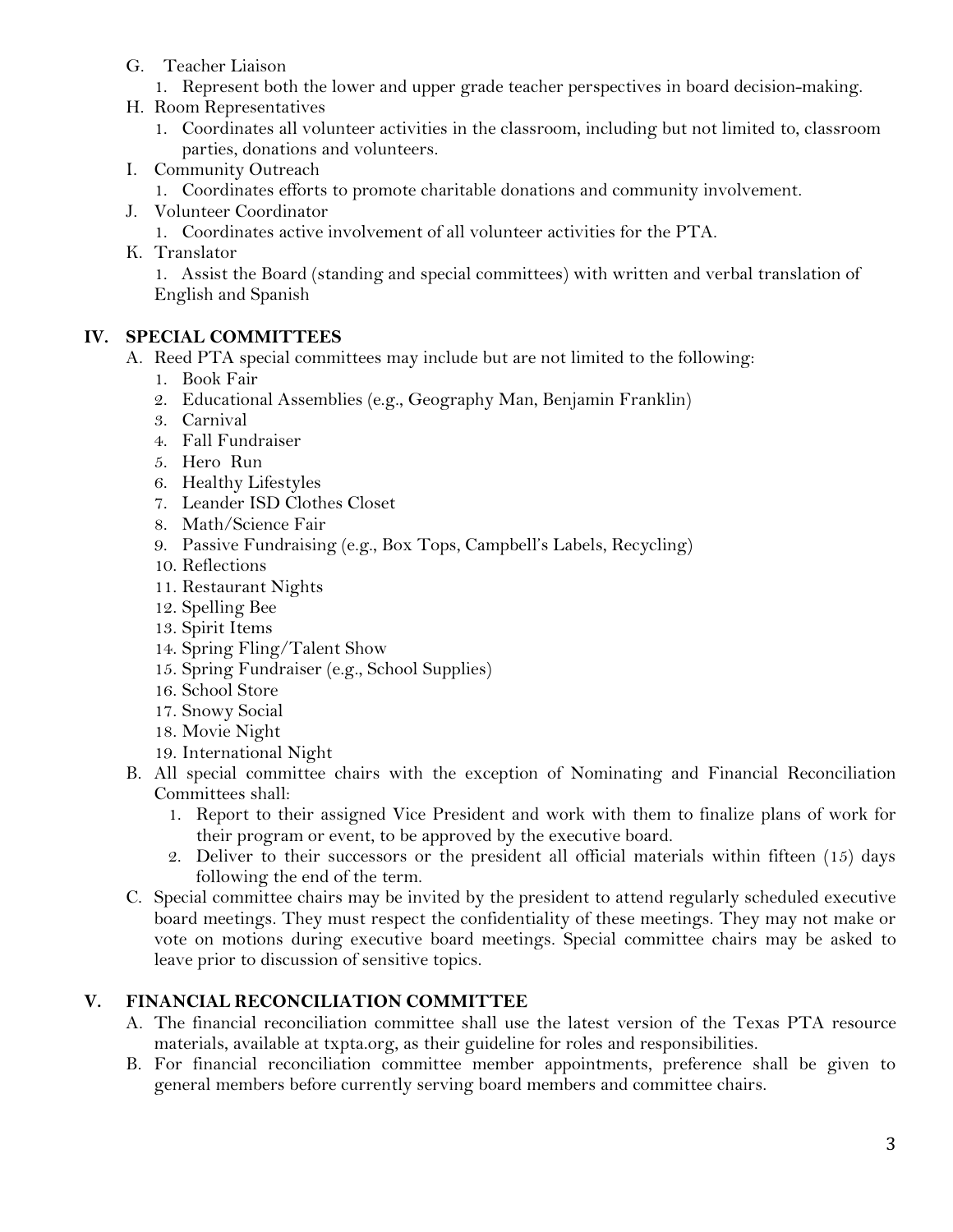G. Teacher Liaison
   1. Represent both the lower and upper grade teacher perspectives in board decision-making.

H. Room Representatives
   1. Coordinates all volunteer activities in the classroom, including but not limited to, classroom parties, donations and volunteers.

I. Community Outreach
   1. Coordinates efforts to promote charitable donations and community involvement.

J. Volunteer Coordinator
   1. Coordinates active involvement of all volunteer activities for the PTA.

K. Translator
   1. Assist the Board (standing and special committees) with written and verbal translation of English and Spanish

## IV. SPECIAL COMMITTEES

A. Reed PTA special committees may include but are not limited to the following:
   1. Book Fair
   2. Educational Assemblies (e.g., Geography Man, Benjamin Franklin)
   3. Carnival
   4. Fall Fundraiser
   5. Hero Run
   6. Healthy Lifestyles
   7. Leander ISD Clothes Closet
   8. Math/Science Fair
   9. Passive Fundraising (e.g., Box Tops, Campbell's Labels, Recycling)
   10. Reflections
   11. Restaurant Nights
   12. Spelling Bee
   13. Spirit Items
   14. Spring Fling/Talent Show
   15. Spring Fundraiser (e.g., School Supplies)
   16. School Store
   17. Snowy Social
   18. Movie Night
   19. International Night

B. All special committee chairs with the exception of Nominating and Financial Reconciliation Committees shall:
   1. Report to their assigned Vice President and work with them to finalize plans of work for their program or event, to be approved by the executive board.
   2. Deliver to their successors or the president all official materials within fifteen (15) days following the end of the term.

C. Special committee chairs may be invited by the president to attend regularly scheduled executive board meetings. They must respect the confidentiality of these meetings. They may not make or vote on motions during executive board meetings. Special committee chairs may be asked to leave prior to discussion of sensitive topics.

## V. FINANCIAL RECONCILIATION COMMITTEE

A. The financial reconciliation committee shall use the latest version of the Texas PTA resource materials, available at txpta.org, as their guideline for roles and responsibilities.

B. For financial reconciliation committee member appointments, preference shall be given to general members before currently serving board members and committee chairs.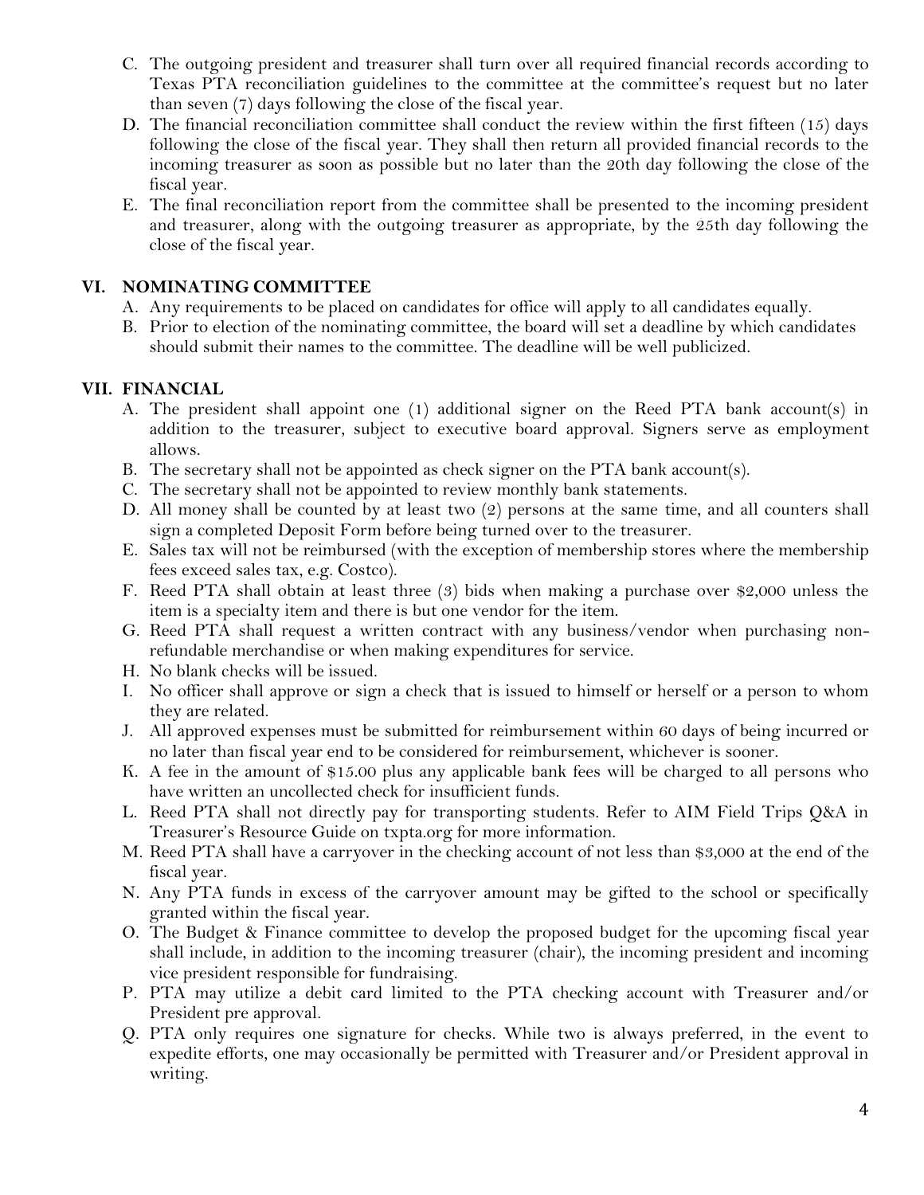C. The outgoing president and treasurer shall turn over all required financial records according to Texas PTA reconciliation guidelines to the committee at the committee's request but no later than seven (7) days following the close of the fiscal year.

D. The financial reconciliation committee shall conduct the review within the first fifteen (15) days following the close of the fiscal year. They shall then return all provided financial records to the incoming treasurer as soon as possible but no later than the 20th day following the close of the fiscal year.

E. The final reconciliation report from the committee shall be presented to the incoming president and treasurer, along with the outgoing treasurer as appropriate, by the 25th day following the close of the fiscal year.

## VI. NOMINATING COMMITTEE

A. Any requirements to be placed on candidates for office will apply to all candidates equally.

B. Prior to election of the nominating committee, the board will set a deadline by which candidates should submit their names to the committee. The deadline will be well publicized.

## VII. FINANCIAL

A. The president shall appoint one (1) additional signer on the Reed PTA bank account(s) in addition to the treasurer, subject to executive board approval. Signers serve as employment allows.

B. The secretary shall not be appointed as check signer on the PTA bank account(s).

C. The secretary shall not be appointed to review monthly bank statements.

D. All money shall be counted by at least two (2) persons at the same time, and all counters shall sign a completed Deposit Form before being turned over to the treasurer.

E. Sales tax will not be reimbursed (with the exception of membership stores where the membership fees exceed sales tax, e.g. Costco).

F. Reed PTA shall obtain at least three (3) bids when making a purchase over $2,000 unless the item is a specialty item and there is but one vendor for the item.

G. Reed PTA shall request a written contract with any business/vendor when purchasing non-refundable merchandise or when making expenditures for service.

H. No blank checks will be issued.

I. No officer shall approve or sign a check that is issued to himself or herself or a person to whom they are related.

J. All approved expenses must be submitted for reimbursement within 60 days of being incurred or no later than fiscal year end to be considered for reimbursement, whichever is sooner.

K. A fee in the amount of $15.00 plus any applicable bank fees will be charged to all persons who have written an uncollected check for insufficient funds.

L. Reed PTA shall not directly pay for transporting students. Refer to AIM Field Trips Q&A in Treasurer's Resource Guide on txpta.org for more information.

M. Reed PTA shall have a carryover in the checking account of not less than $3,000 at the end of the fiscal year.

N. Any PTA funds in excess of the carryover amount may be gifted to the school or specifically granted within the fiscal year.

O. The Budget & Finance committee to develop the proposed budget for the upcoming fiscal year shall include, in addition to the incoming treasurer (chair), the incoming president and incoming vice president responsible for fundraising.

P. PTA may utilize a debit card limited to the PTA checking account with Treasurer and/or President pre approval.

Q. PTA only requires one signature for checks. While two is always preferred, in the event to expedite efforts, one may occasionally be permitted with Treasurer and/or President approval in writing.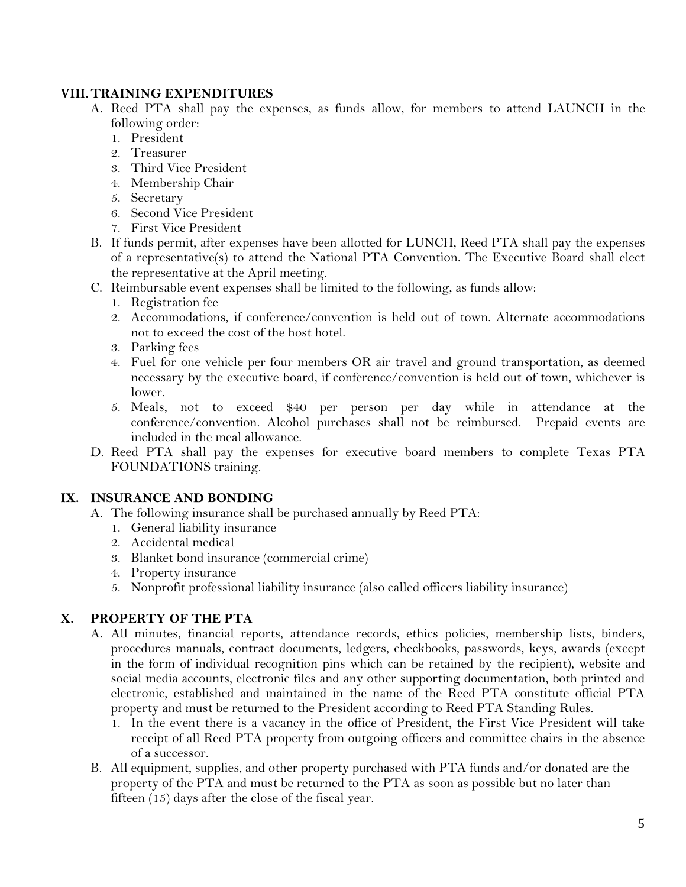## VIII. TRAINING EXPENDITURES

A. Reed PTA shall pay the expenses, as funds allow, for members to attend LAUNCH in the following order:
   1. President
   2. Treasurer
   3. Third Vice President
   4. Membership Chair
   5. Secretary
   6. Second Vice President
   7. First Vice President

B. If funds permit, after expenses have been allotted for LUNCH, Reed PTA shall pay the expenses of a representative(s) to attend the National PTA Convention. The Executive Board shall elect the representative at the April meeting.

C. Reimbursable event expenses shall be limited to the following, as funds allow:
   1. Registration fee
   2. Accommodations, if conference/convention is held out of town. Alternate accommodations not to exceed the cost of the host hotel.
   3. Parking fees
   4. Fuel for one vehicle per four members OR air travel and ground transportation, as deemed necessary by the executive board, if conference/convention is held out of town, whichever is lower.
   5. Meals, not to exceed $40 per person per day while in attendance at the conference/convention. Alcohol purchases shall not be reimbursed. Prepaid events are included in the meal allowance.

D. Reed PTA shall pay the expenses for executive board members to complete Texas PTA FOUNDATIONS training.

## IX. INSURANCE AND BONDING

A. The following insurance shall be purchased annually by Reed PTA:
   1. General liability insurance
   2. Accidental medical
   3. Blanket bond insurance (commercial crime)
   4. Property insurance
   5. Nonprofit professional liability insurance (also called officers liability insurance)

## X. PROPERTY OF THE PTA

A. All minutes, financial reports, attendance records, ethics policies, membership lists, binders, procedures manuals, contract documents, ledgers, checkbooks, passwords, keys, awards (except in the form of individual recognition pins which can be retained by the recipient), website and social media accounts, electronic files and any other supporting documentation, both printed and electronic, established and maintained in the name of the Reed PTA constitute official PTA property and must be returned to the President according to Reed PTA Standing Rules.
   1. In the event there is a vacancy in the office of President, the First Vice President will take receipt of all Reed PTA property from outgoing officers and committee chairs in the absence of a successor.

B. All equipment, supplies, and other property purchased with PTA funds and/or donated are the property of the PTA and must be returned to the PTA as soon as possible but no later than fifteen (15) days after the close of the fiscal year.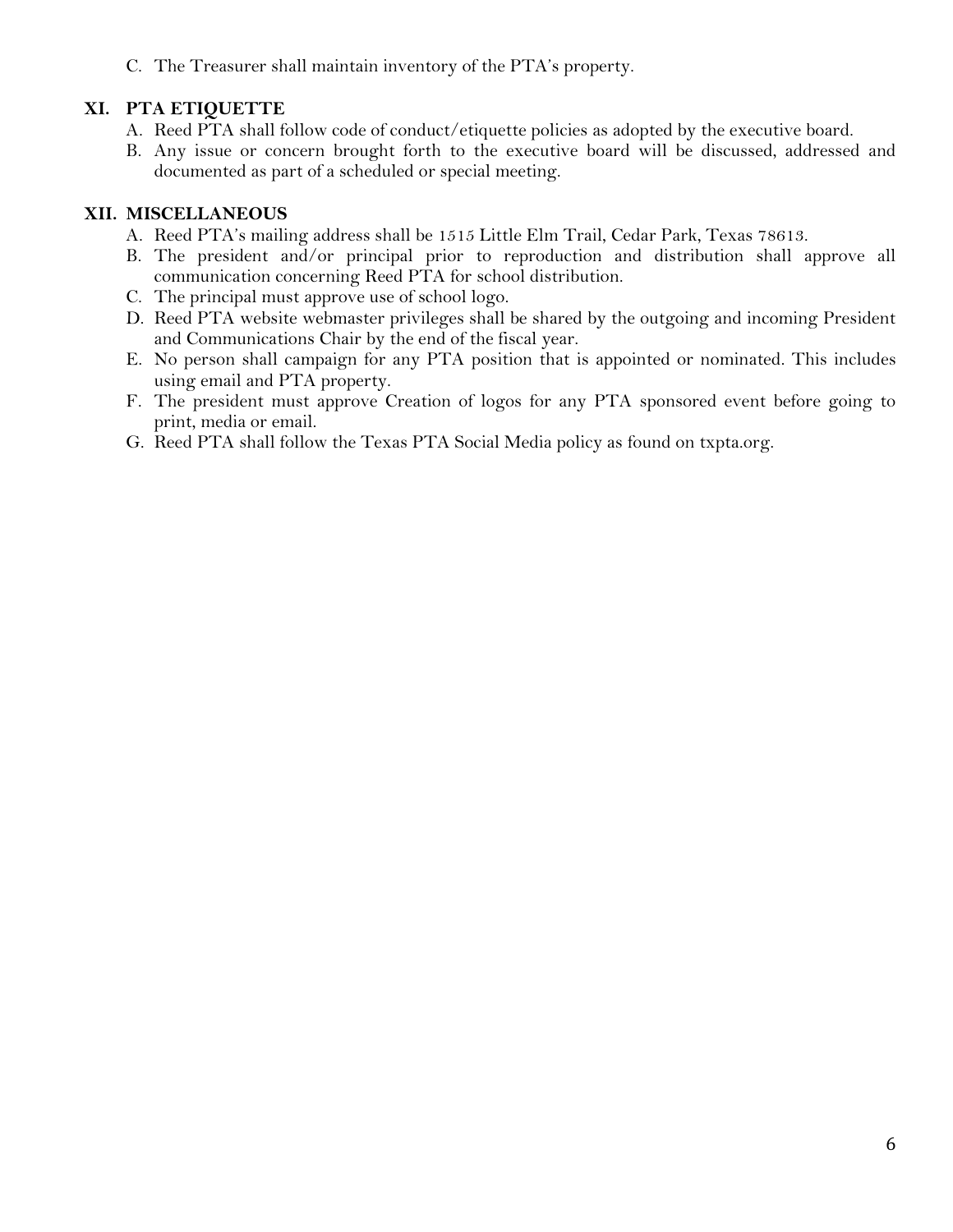C. The Treasurer shall maintain inventory of the PTA's property.

## XI. PTA ETIQUETTE

A. Reed PTA shall follow code of conduct/etiquette policies as adopted by the executive board.
B. Any issue or concern brought forth to the executive board will be discussed, addressed and documented as part of a scheduled or special meeting.

## XII. MISCELLANEOUS

A. Reed PTA's mailing address shall be 1515 Little Elm Trail, Cedar Park, Texas 78613.
B. The president and/or principal prior to reproduction and distribution shall approve all communication concerning Reed PTA for school distribution.
C. The principal must approve use of school logo.
D. Reed PTA website webmaster privileges shall be shared by the outgoing and incoming President and Communications Chair by the end of the fiscal year.
E. No person shall campaign for any PTA position that is appointed or nominated. This includes using email and PTA property.
F. The president must approve Creation of logos for any PTA sponsored event before going to print, media or email.
G. Reed PTA shall follow the Texas PTA Social Media policy as found on txpta.org.